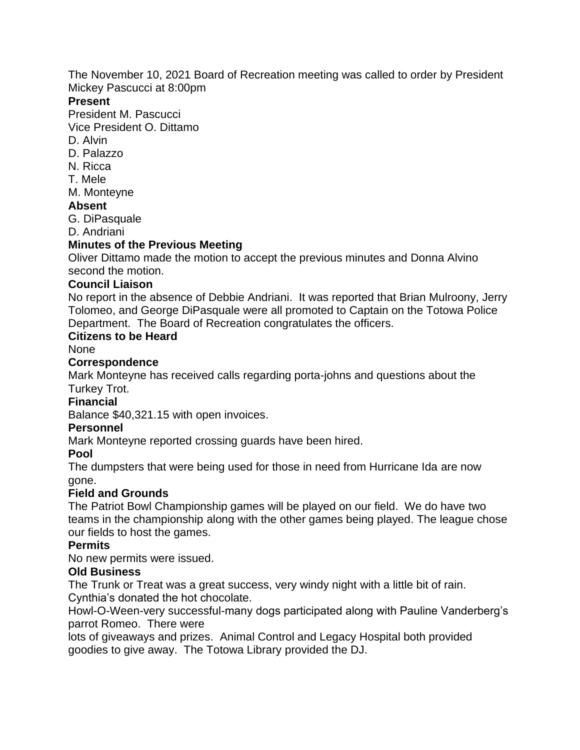The November 10, 2021 Board of Recreation meeting was called to order by President Mickey Pascucci at 8:00pm

**Present**

President M. Pascucci
Vice President O. Dittamo
D. Alvin
D. Palazzo
N. Ricca
T. Mele
M. Monteyne

**Absent**

G. DiPasquale
D. Andriani

**Minutes of the Previous Meeting**

Oliver Dittamo made the motion to accept the previous minutes and Donna Alvino second the motion.

**Council Liaison**

No report in the absence of Debbie Andriani. It was reported that Brian Mulroony, Jerry Tolomeo, and George DiPasquale were all promoted to Captain on the Totowa Police Department. The Board of Recreation congratulates the officers.

**Citizens to be Heard**

None

**Correspondence**

Mark Monteyne has received calls regarding porta-johns and questions about the Turkey Trot.

**Financial**

Balance $40,321.15 with open invoices.

**Personnel**

Mark Monteyne reported crossing guards have been hired.

**Pool**

The dumpsters that were being used for those in need from Hurricane Ida are now gone.

**Field and Grounds**

The Patriot Bowl Championship games will be played on our field. We do have two teams in the championship along with the other games being played. The league chose our fields to host the games.

**Permits**

No new permits were issued.

**Old Business**

The Trunk or Treat was a great success, very windy night with a little bit of rain. Cynthia's donated the hot chocolate.

Howl-O-Ween-very successful-many dogs participated along with Pauline Vanderberg's parrot Romeo. There were lots of giveaways and prizes. Animal Control and Legacy Hospital both provided goodies to give away. The Totowa Library provided the DJ.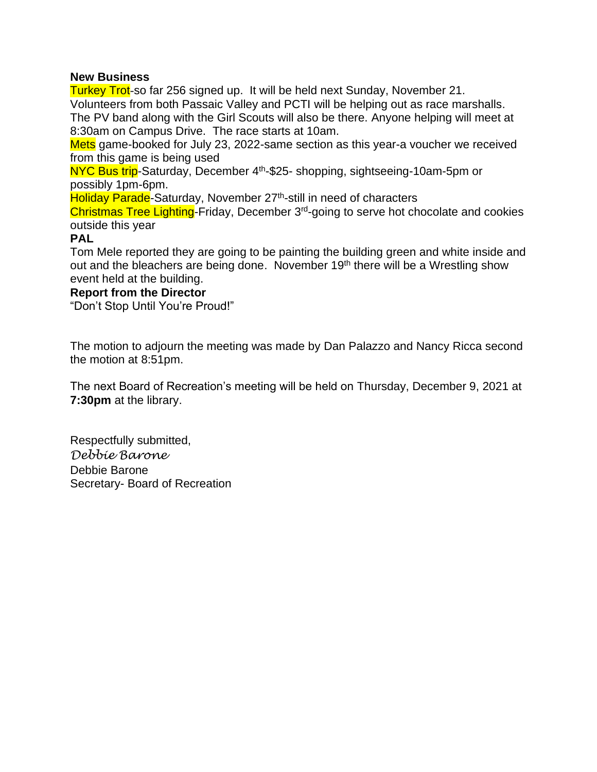**New Business**

Turkey Trot-so far 256 signed up. It will be held next Sunday, November 21. Volunteers from both Passaic Valley and PCTI will be helping out as race marshalls. The PV band along with the Girl Scouts will also be there. Anyone helping will meet at 8:30am on Campus Drive. The race starts at 10am.

Mets game-booked for July 23, 2022-same section as this year-a voucher we received from this game is being used

NYC Bus trip-Saturday, December 4th-$25- shopping, sightseeing-10am-5pm or possibly 1pm-6pm.

Holiday Parade-Saturday, November 27th-still in need of characters

Christmas Tree Lighting-Friday, December 3rd-going to serve hot chocolate and cookies outside this year

**PAL**

Tom Mele reported they are going to be painting the building green and white inside and out and the bleachers are being done. November 19th there will be a Wrestling show event held at the building.

**Report from the Director**

"Don't Stop Until You're Proud!"

The motion to adjourn the meeting was made by Dan Palazzo and Nancy Ricca second the motion at 8:51pm.

The next Board of Recreation's meeting will be held on Thursday, December 9, 2021 at **7:30pm** at the library.

Respectfully submitted,
*Debbie Barone*
Debbie Barone
Secretary- Board of Recreation